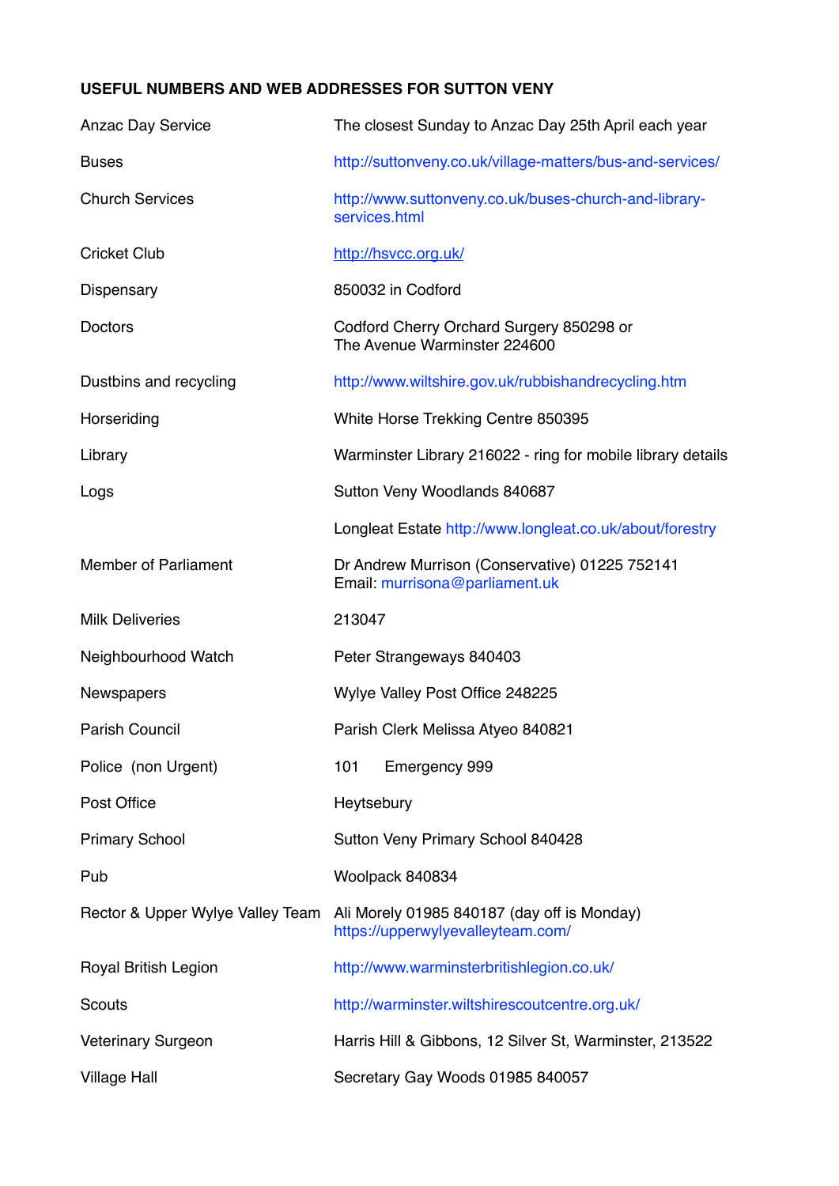**USEFUL NUMBERS AND WEB ADDRESSES FOR SUTTON VENY**

| | |
|---|---|
| Anzac Day Service | The closest Sunday to Anzac Day 25th April each year |
| Buses | http://suttonveny.co.uk/village-matters/bus-and-services/ |
| Church Services | http://www.suttonveny.co.uk/buses-church-and-library-services.html |
| Cricket Club | http://hsvcc.org.uk/ |
| Dispensary | 850032 in Codford |
| Doctors | Codford Cherry Orchard Surgery 850298 or The Avenue Warminster 224600 |
| Dustbins and recycling | http://www.wiltshire.gov.uk/rubbishandrecycling.htm |
| Horseriding | White Horse Trekking Centre 850395 |
| Library | Warminster Library 216022 - ring for mobile library details |
| Logs | Sutton Veny Woodlands 840687 |
| | Longleat Estate http://www.longleat.co.uk/about/forestry |
| Member of Parliament | Dr Andrew Murrison (Conservative) 01225 752141 Email: murrisona@parliament.uk |
| Milk Deliveries | 213047 |
| Neighbourhood Watch | Peter Strangeways 840403 |
| Newspapers | Wylye Valley Post Office 248225 |
| Parish Council | Parish Clerk Melissa Atyeo 840821 |
| Police (non Urgent) | 101 Emergency 999 |
| Post Office | Heytsebury |
| Primary School | Sutton Veny Primary School 840428 |
| Pub | Woolpack 840834 |
| Rector & Upper Wylye Valley Team | Ali Morely 01985 840187 (day off is Monday) https://upperwylyevalleyteam.com/ |
| Royal British Legion | http://www.warminsterbritishlegion.co.uk/ |
| Scouts | http://warminster.wiltshirescoutcentre.org.uk/ |
| Veterinary Surgeon | Harris Hill & Gibbons, 12 Silver St, Warminster, 213522 |
| Village Hall | Secretary Gay Woods 01985 840057 |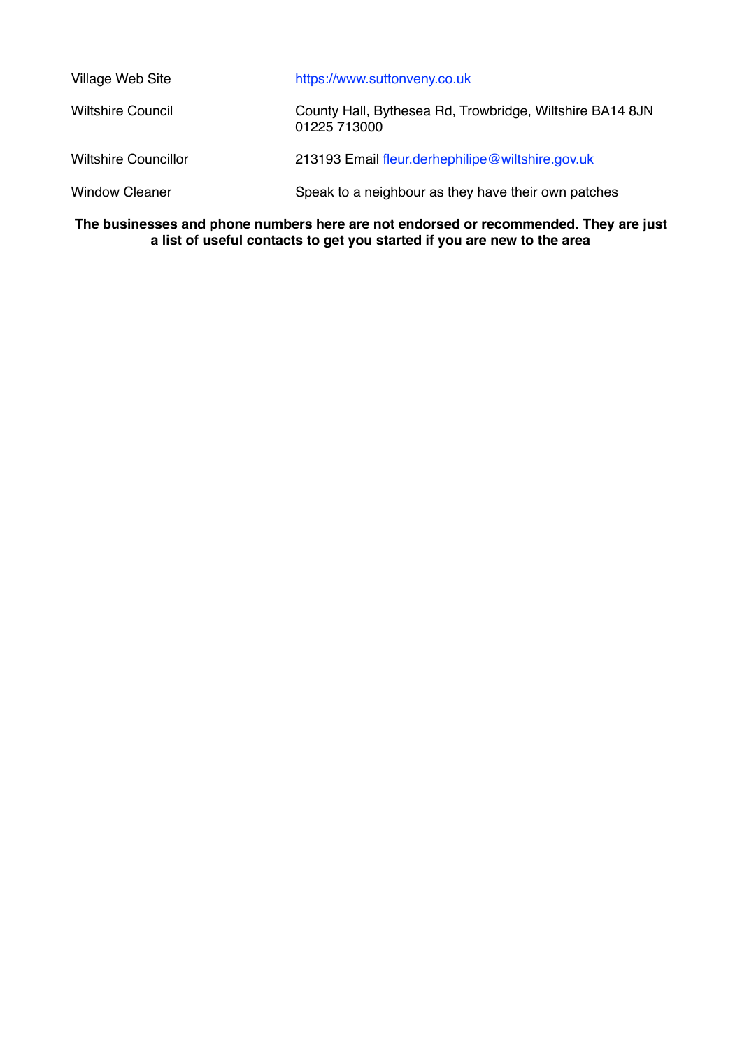| | |
|---|---|
| Village Web Site | https://www.suttonveny.co.uk |
| Wiltshire Council | County Hall, Bythesea Rd, Trowbridge, Wiltshire BA14 8JN<br>01225 713000 |
| Wiltshire Councillor | 213193 Email fleur.derhephilipe@wiltshire.gov.uk |
| Window Cleaner | Speak to a neighbour as they have their own patches |

**The businesses and phone numbers here are not endorsed or recommended. They are just a list of useful contacts to get you started if you are new to the area**